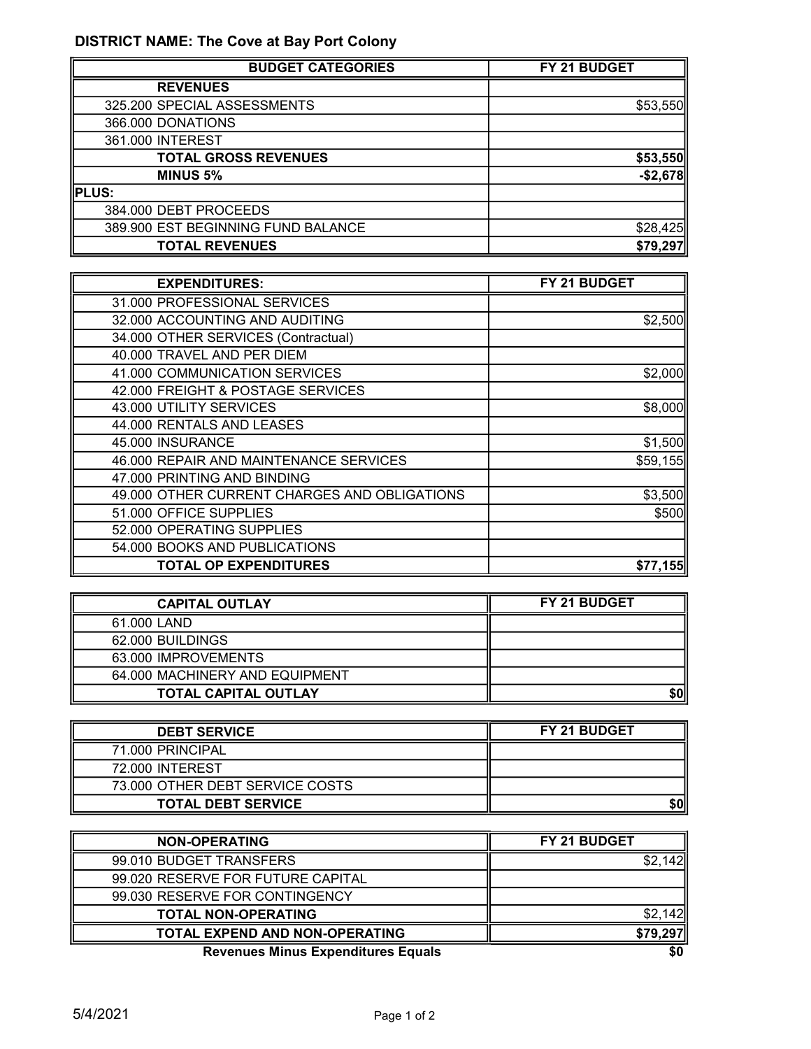**DISTRICT NAME: The Cove at Bay Port Colony**

| BUDGET CATEGORIES | FY 21 BUDGET |
|---|---|
| **REVENUES** | |
| 325.200 SPECIAL ASSESSMENTS | $53,550 |
| 366.000 DONATIONS | |
| 361.000 INTEREST | |
| **TOTAL GROSS REVENUES** | **$53,550** |
| **MINUS 5%** | **-$2,678** |
| **PLUS:** | |
| 384.000 DEBT PROCEEDS | |
| 389.900 EST BEGINNING FUND BALANCE | $28,425 |
| **TOTAL REVENUES** | **$79,297** |

| EXPENDITURES: | FY 21 BUDGET |
|---|---|
| 31.000 PROFESSIONAL SERVICES | |
| 32.000 ACCOUNTING AND AUDITING | $2,500 |
| 34.000 OTHER SERVICES (Contractual) | |
| 40.000 TRAVEL AND PER DIEM | |
| 41.000 COMMUNICATION SERVICES | $2,000 |
| 42.000 FREIGHT & POSTAGE SERVICES | |
| 43.000 UTILITY SERVICES | $8,000 |
| 44.000 RENTALS AND LEASES | |
| 45.000 INSURANCE | $1,500 |
| 46.000 REPAIR AND MAINTENANCE SERVICES | $59,155 |
| 47.000 PRINTING AND BINDING | |
| 49.000 OTHER CURRENT CHARGES AND OBLIGATIONS | $3,500 |
| 51.000 OFFICE SUPPLIES | $500 |
| 52.000 OPERATING SUPPLIES | |
| 54.000 BOOKS AND PUBLICATIONS | |
| **TOTAL OP EXPENDITURES** | **$77,155** |

| CAPITAL OUTLAY | FY 21 BUDGET |
|---|---|
| 61.000 LAND | |
| 62.000 BUILDINGS | |
| 63.000 IMPROVEMENTS | |
| 64.000 MACHINERY AND EQUIPMENT | |
| **TOTAL CAPITAL OUTLAY** | **$0** |

| DEBT SERVICE | FY 21 BUDGET |
|---|---|
| 71.000 PRINCIPAL | |
| 72.000 INTEREST | |
| 73.000 OTHER DEBT SERVICE COSTS | |
| **TOTAL DEBT SERVICE** | **$0** |

| NON-OPERATING | FY 21 BUDGET |
|---|---|
| 99.010 BUDGET TRANSFERS | $2,142 |
| 99.020 RESERVE FOR FUTURE CAPITAL | |
| 99.030 RESERVE FOR CONTINGENCY | |
| **TOTAL NON-OPERATING** | $2,142 |
| **TOTAL EXPEND AND NON-OPERATING** | **$79,297** |
| **Revenues Minus Expenditures Equals** | **$0** |

5/4/2021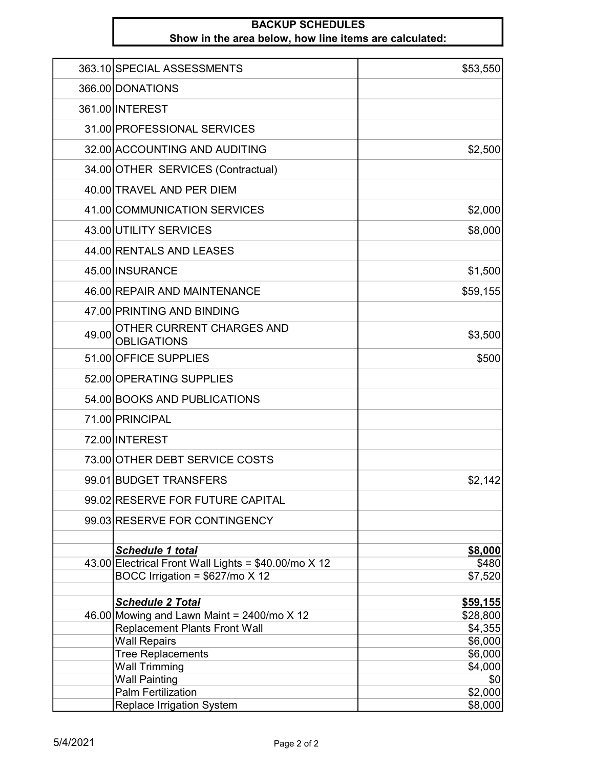**BACKUP SCHEDULES**
**Show in the area below, how line items are calculated:**

| | | |
|---|---|---|
| 363.10 | SPECIAL ASSESSMENTS | $53,550 |
| 366.00 | DONATIONS | |
| 361.00 | INTEREST | |
| 31.00 | PROFESSIONAL SERVICES | |
| 32.00 | ACCOUNTING AND AUDITING | $2,500 |
| 34.00 | OTHER SERVICES (Contractual) | |
| 40.00 | TRAVEL AND PER DIEM | |
| 41.00 | COMMUNICATION SERVICES | $2,000 |
| 43.00 | UTILITY SERVICES | $8,000 |
| 44.00 | RENTALS AND LEASES | |
| 45.00 | INSURANCE | $1,500 |
| 46.00 | REPAIR AND MAINTENANCE | $59,155 |
| 47.00 | PRINTING AND BINDING | |
| 49.00 | OTHER CURRENT CHARGES AND OBLIGATIONS | $3,500 |
| 51.00 | OFFICE SUPPLIES | $500 |
| 52.00 | OPERATING SUPPLIES | |
| 54.00 | BOOKS AND PUBLICATIONS | |
| 71.00 | PRINCIPAL | |
| 72.00 | INTEREST | |
| 73.00 | OTHER DEBT SERVICE COSTS | |
| 99.01 | BUDGET TRANSFERS | $2,142 |
| 99.02 | RESERVE FOR FUTURE CAPITAL | |
| 99.03 | RESERVE FOR CONTINGENCY | |
| | | |
| | ***Schedule 1 total*** | **$8,000** |
| 43.00 | Electrical Front Wall Lights = $40.00/mo X 12 | $480 |
| | BOCC Irrigation = $627/mo X 12 | $7,520 |
| | | |
| | ***Schedule 2 Total*** | **$59,155** |
| 46.00 | Mowing and Lawn Maint = 2400/mo X 12 | $28,800 |
| | Replacement Plants Front Wall | $4,355 |
| | Wall Repairs | $6,000 |
| | Tree Replacements | $6,000 |
| | Wall Trimming | $4,000 |
| | Wall Painting | $0 |
| | Palm Fertilization | $2,000 |
| | Replace Irrigation System | $8,000 |

5/4/2021